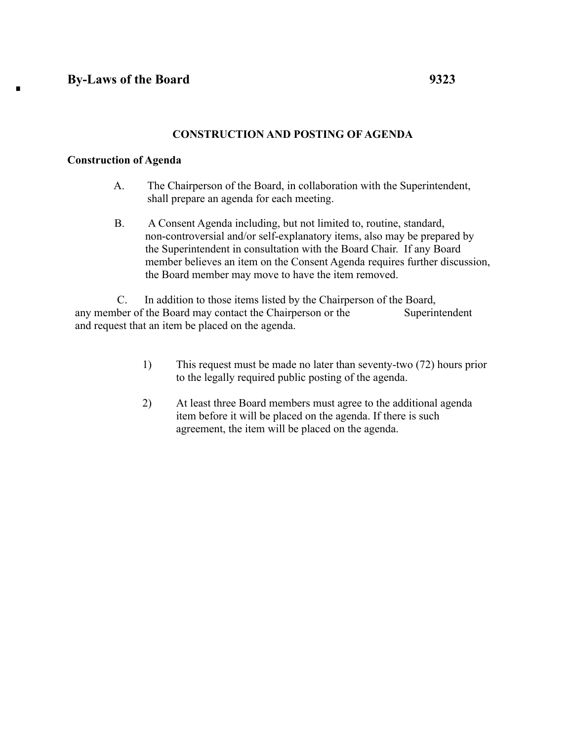# By-Laws of the Board 9323

## CONSTRUCTION AND POSTING OF AGENDA

### Construction of Agenda

A. The Chairperson of the Board, in collaboration with the Superintendent, shall prepare an agenda for each meeting.

B. A Consent Agenda including, but not limited to, routine, standard, non-controversial and/or self-explanatory items, also may be prepared by the Superintendent in consultation with the Board Chair. If any Board member believes an item on the Consent Agenda requires further discussion, the Board member may move to have the item removed.

C. In addition to those items listed by the Chairperson of the Board, any member of the Board may contact the Chairperson or the Superintendent and request that an item be placed on the agenda.

1) This request must be made no later than seventy-two (72) hours prior to the legally required public posting of the agenda.

2) At least three Board members must agree to the additional agenda item before it will be placed on the agenda. If there is such agreement, the item will be placed on the agenda.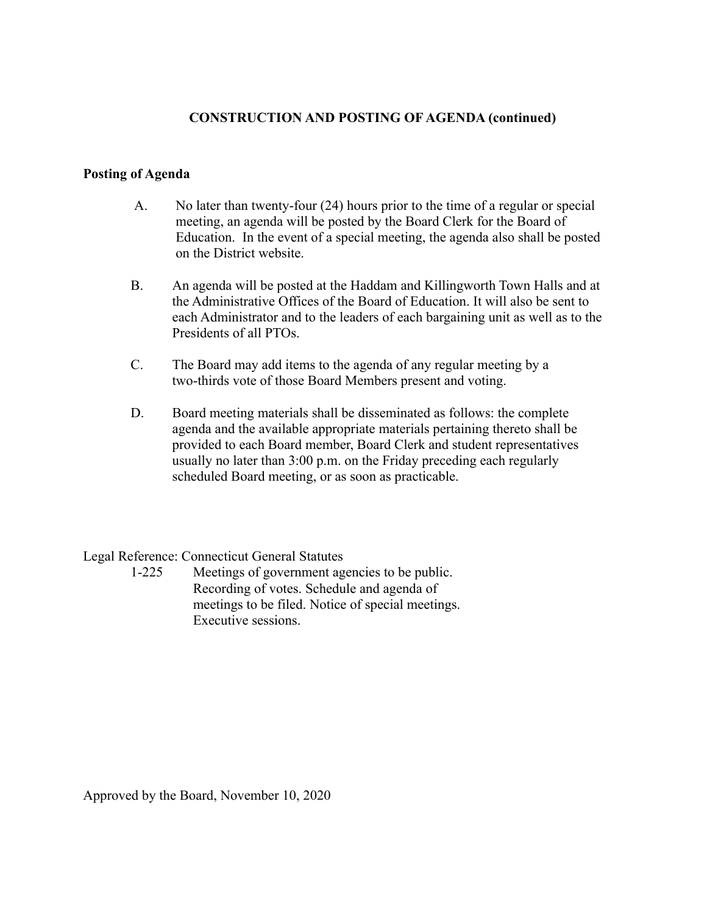## CONSTRUCTION AND POSTING OF AGENDA (continued)

### Posting of Agenda

A. No later than twenty-four (24) hours prior to the time of a regular or special meeting, an agenda will be posted by the Board Clerk for the Board of Education. In the event of a special meeting, the agenda also shall be posted on the District website.

B. An agenda will be posted at the Haddam and Killingworth Town Halls and at the Administrative Offices of the Board of Education. It will also be sent to each Administrator and to the leaders of each bargaining unit as well as to the Presidents of all PTOs.

C. The Board may add items to the agenda of any regular meeting by a two-thirds vote of those Board Members present and voting.

D. Board meeting materials shall be disseminated as follows: the complete agenda and the available appropriate materials pertaining thereto shall be provided to each Board member, Board Clerk and student representatives usually no later than 3:00 p.m. on the Friday preceding each regularly scheduled Board meeting, or as soon as practicable.

Legal Reference: Connecticut General Statutes

1-225 Meetings of government agencies to be public. Recording of votes. Schedule and agenda of meetings to be filed. Notice of special meetings. Executive sessions.

Approved by the Board, November 10, 2020